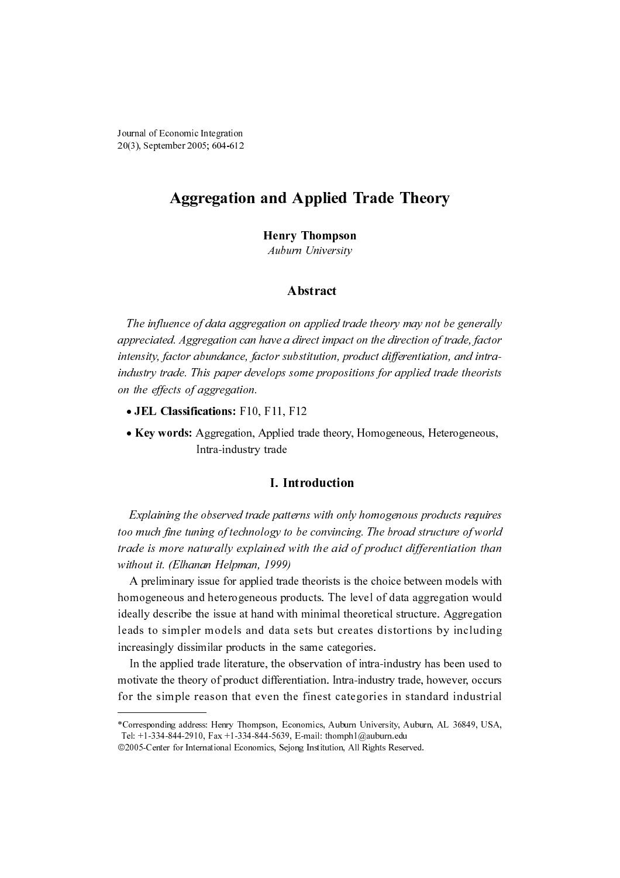Journal of Economic Integration
20(3), September 2005; 604-612

# Aggregation and Applied Trade Theory

**Henry Thompson**
*Auburn University*

## Abstract

*The influence of data aggregation on applied trade theory may not be generally appreciated. Aggregation can have a direct impact on the direction of trade, factor intensity, factor abundance, factor substitution, product differentiation, and intra-industry trade. This paper develops some propositions for applied trade theorists on the effects of aggregation.*

- **JEL Classifications:** F10, F11, F12
- **Key words:** Aggregation, Applied trade theory, Homogeneous, Heterogeneous, Intra-industry trade

## I. Introduction

*Explaining the observed trade patterns with only homogenous products requires too much fine tuning of technology to be convincing. The broad structure of world trade is more naturally explained with the aid of product differentiation than without it. (Elhanan Helpman, 1999)*

A preliminary issue for applied trade theorists is the choice between models with homogeneous and heterogeneous products. The level of data aggregation would ideally describe the issue at hand with minimal theoretical structure. Aggregation leads to simpler models and data sets but creates distortions by including increasingly dissimilar products in the same categories.

In the applied trade literature, the observation of intra-industry has been used to motivate the theory of product differentiation. Intra-industry trade, however, occurs for the simple reason that even the finest categories in standard industrial

---

*Corresponding address: Henry Thompson, Economics, Auburn University, Auburn, AL 36849, USA, Tel: +1-334-844-2910, Fax +1-334-844-5639, E-mail: thomph1@auburn.edu
©2005-Center for International Economics, Sejong Institution, All Rights Reserved.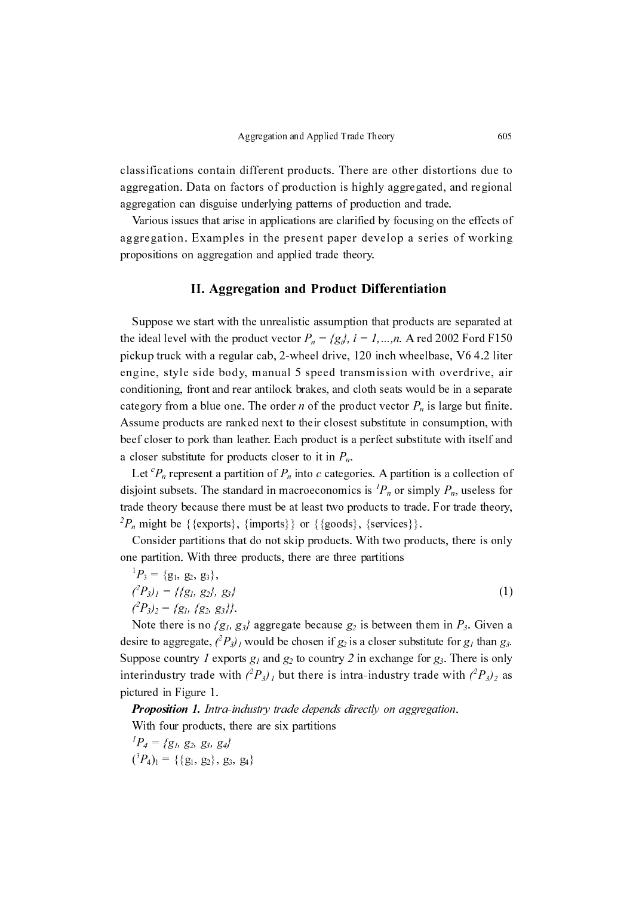classifications contain different products. There are other distortions due to aggregation. Data on factors of production is highly aggregated, and regional aggregation can disguise underlying patterns of production and trade.

Various issues that arise in applications are clarified by focusing on the effects of aggregation. Examples in the present paper develop a series of working propositions on aggregation and applied trade theory.

## II. Aggregation and Product Differentiation

Suppose we start with the unrealistic assumption that products are separated at the ideal level with the product vector $P_n = \{g_i\}$, $i = 1,\ldots,n$. A red 2002 Ford F150 pickup truck with a regular cab, 2-wheel drive, 120 inch wheelbase, V6 4.2 liter engine, style side body, manual 5 speed transmission with overdrive, air conditioning, front and rear antilock brakes, and cloth seats would be in a separate category from a blue one. The order $n$ of the product vector $P_n$ is large but finite. Assume products are ranked next to their closest substitute in consumption, with beef closer to pork than leather. Each product is a perfect substitute with itself and a closer substitute for products closer to it in $P_n$.

Let ${}^cP_n$ represent a partition of $P_n$ into $c$ categories. A partition is a collection of disjoint subsets. The standard in macroeconomics is ${}^1P_n$ or simply $P_n$, useless for trade theory because there must be at least two products to trade. For trade theory, ${}^2P_n$ might be {{exports}, {imports}} or {{goods}, {services}}.

Consider partitions that do not skip products. With two products, there is only one partition. With three products, there are three partitions

$$
\begin{aligned}
&{}^1P_3 = \{g_1, g_2, g_3\},\\
&({}^2P_3)_1 = \{\{g_1, g_2\}, g_3\}\\
&({}^2P_3)_2 = \{g_1, \{g_2, g_3\}\}.
\end{aligned}
\tag{1}
$$

Note there is no $\{g_1, g_3\}$ aggregate because $g_2$ is between them in $P_3$. Given a desire to aggregate, $({}^2P_3)_1$ would be chosen if $g_2$ is a closer substitute for $g_1$ than $g_3$. Suppose country *1* exports $g_1$ and $g_2$ to country *2* in exchange for $g_3$. There is only interindustry trade with $({}^2P_3)_1$ but there is intra-industry trade with $({}^2P_3)_2$ as pictured in Figure 1.

***Proposition 1.*** *Intra-industry trade depends directly on aggregation.*

With four products, there are six partitions

$${}^1P_4 = \{g_1, g_2, g_3, g_4\}$$

$$({}^3P_4)_1 = \{\{g_1, g_2\}, g_3, g_4\}$$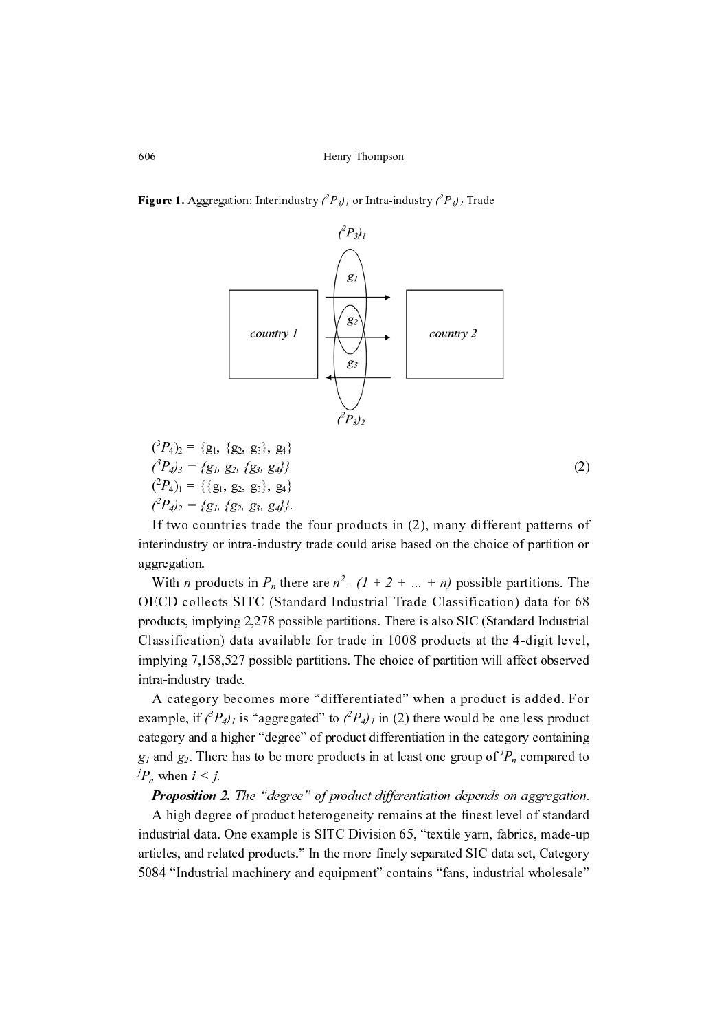**Figure 1.** Aggregation: Interindustry $(^2P_3)_1$ or Intra-industry $(^2P_3)_2$ Trade

$$(^3P_4)_2 = \{g_1, \{g_2, g_3\}, g_4\}$$
$$(^3P_4)_3 = \{g_1, g_2, \{g_3, g_4\}\} \tag{2}$$
$$(^2P_4)_1 = \{\{g_1, g_2, g_3\}, g_4\}$$
$$(^2P_4)_2 = \{g_1, \{g_2, g_3, g_4\}\}.$$

If two countries trade the four products in (2), many different patterns of interindustry or intra-industry trade could arise based on the choice of partition or aggregation.

With $n$ products in $P_n$ there are $n^2 - (1 + 2 + ... + n)$ possible partitions. The OECD collects SITC (Standard Industrial Trade Classification) data for 68 products, implying 2,278 possible partitions. There is also SIC (Standard Industrial Classification) data available for trade in 1008 products at the 4-digit level, implying 7,158,527 possible partitions. The choice of partition will affect observed intra-industry trade.

A category becomes more "differentiated" when a product is added. For example, if $(^3P_4)_1$ is "aggregated" to $(^2P_4)_1$ in (2) there would be one less product category and a higher "degree" of product differentiation in the category containing $g_1$ and $g_2$. There has to be more products in at least one group of $^iP_n$ compared to $^jP_n$ when $i < j$.

***Proposition 2.*** *The "degree" of product differentiation depends on aggregation.*

A high degree of product heterogeneity remains at the finest level of standard industrial data. One example is SITC Division 65, "textile yarn, fabrics, made-up articles, and related products." In the more finely separated SIC data set, Category 5084 "Industrial machinery and equipment" contains "fans, industrial wholesale"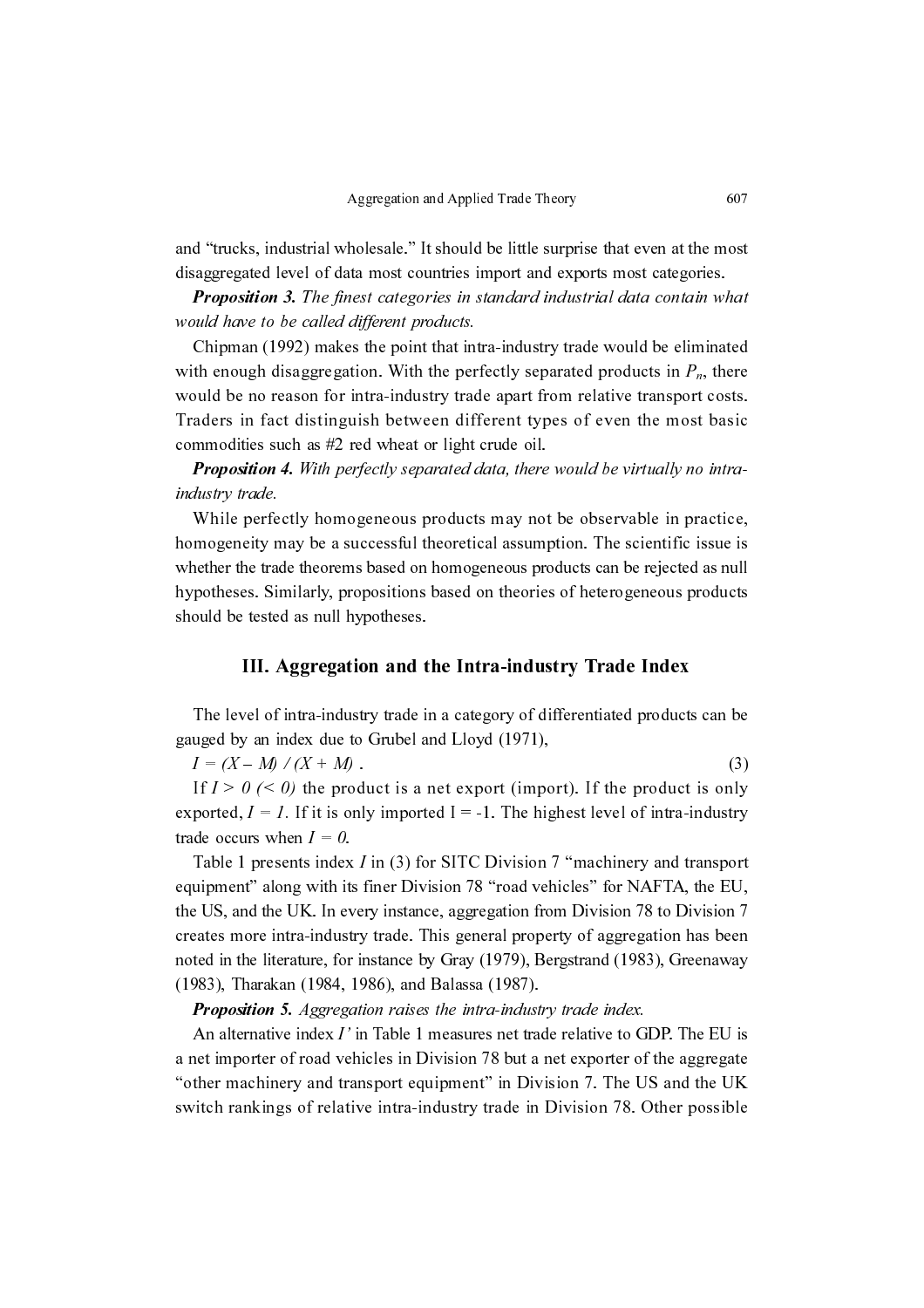and "trucks, industrial wholesale." It should be little surprise that even at the most disaggregated level of data most countries import and exports most categories.

***Proposition 3.*** *The finest categories in standard industrial data contain what would have to be called different products.*

Chipman (1992) makes the point that intra-industry trade would be eliminated with enough disaggregation. With the perfectly separated products in $P_n$, there would be no reason for intra-industry trade apart from relative transport costs. Traders in fact distinguish between different types of even the most basic commodities such as #2 red wheat or light crude oil.

***Proposition 4.*** *With perfectly separated data, there would be virtually no intra-industry trade.*

While perfectly homogeneous products may not be observable in practice, homogeneity may be a successful theoretical assumption. The scientific issue is whether the trade theorems based on homogeneous products can be rejected as null hypotheses. Similarly, propositions based on theories of heterogeneous products should be tested as null hypotheses.

## III. Aggregation and the Intra-industry Trade Index

The level of intra-industry trade in a category of differentiated products can be gauged by an index due to Grubel and Lloyd (1971),

$$I = (X - M) / (X + M) \,. \tag{3}$$

If $I > 0$ ($< 0$) the product is a net export (import). If the product is only exported, $I = 1$. If it is only imported $I = -1$. The highest level of intra-industry trade occurs when $I = 0$.

Table 1 presents index $I$ in (3) for SITC Division 7 "machinery and transport equipment" along with its finer Division 78 "road vehicles" for NAFTA, the EU, the US, and the UK. In every instance, aggregation from Division 78 to Division 7 creates more intra-industry trade. This general property of aggregation has been noted in the literature, for instance by Gray (1979), Bergstrand (1983), Greenaway (1983), Tharakan (1984, 1986), and Balassa (1987).

***Proposition 5.*** *Aggregation raises the intra-industry trade index.*

An alternative index $I'$ in Table 1 measures net trade relative to GDP. The EU is a net importer of road vehicles in Division 78 but a net exporter of the aggregate "other machinery and transport equipment" in Division 7. The US and the UK switch rankings of relative intra-industry trade in Division 78. Other possible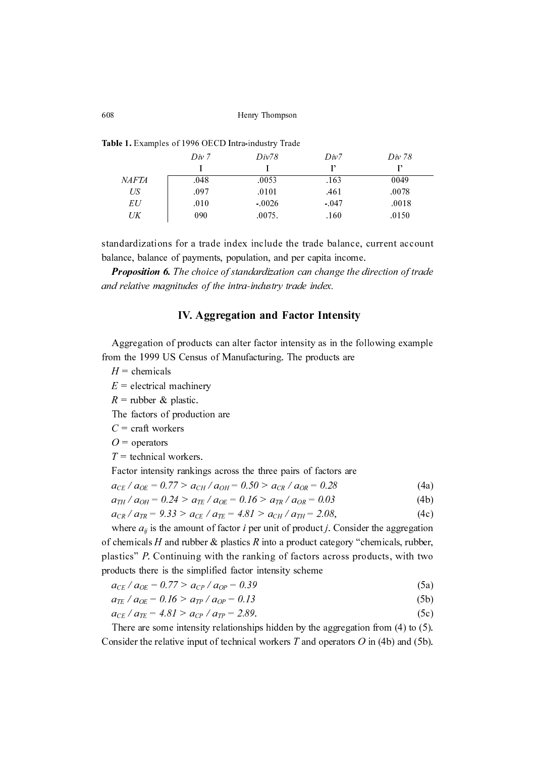**Table 1.** Examples of 1996 OECD Intra-industry Trade

| | *Div 7* | *Div78* | *Div7* | *Div 78* |
|---|---|---|---|---|
| | I | I | I' | I' |
| *NAFTA* | .048 | .0053 | .163 | 0049 |
| *US* | .097 | .0101 | .461 | .0078 |
| *EU* | .010 | -.0026 | -.047 | .0018 |
| *UK* | 090 | .0075. | .160 | .0150 |

standardizations for a trade index include the trade balance, current account balance, balance of payments, population, and per capita income.

***Proposition 6.*** *The choice of standardization can change the direction of trade and relative magnitudes of the intra-industry trade index.*

## IV. Aggregation and Factor Intensity

Aggregation of products can alter factor intensity as in the following example from the 1999 US Census of Manufacturing. The products are

$H$ = chemicals

$E$ = electrical machinery

$R$ = rubber & plastic.

The factors of production are

$C$ = craft workers

$O$ = operators

$T$ = technical workers.

Factor intensity rankings across the three pairs of factors are

$$a_{CE} / a_{OE} = 0.77 > a_{CH} / a_{OH} = 0.50 > a_{CR} / a_{OR} = 0.28 \tag{4a}$$

$$a_{TH} / a_{OH} = 0.24 > a_{TE} / a_{OE} = 0.16 > a_{TR} / a_{OR} = 0.03 \tag{4b}$$

$$a_{CR} / a_{TR} = 9.33 > a_{CE} / a_{TE} = 4.81 > a_{CH} / a_{TH} = 2.08, \tag{4c}$$

where $a_{ij}$ is the amount of factor $i$ per unit of product $j$. Consider the aggregation of chemicals $H$ and rubber & plastics $R$ into a product category "chemicals, rubber, plastics" $P$. Continuing with the ranking of factors across products, with two products there is the simplified factor intensity scheme

$$a_{CE} / a_{OE} = 0.77 > a_{CP} / a_{OP} = 0.39 \tag{5a}$$

$$a_{TE} / a_{OE} = 0.16 > a_{TP} / a_{OP} = 0.13 \tag{5b}$$

$$a_{CE} / a_{TE} = 4.81 > a_{CP} / a_{TP} = 2.89. \tag{5c}$$

There are some intensity relationships hidden by the aggregation from (4) to (5). Consider the relative input of technical workers $T$ and operators $O$ in (4b) and (5b).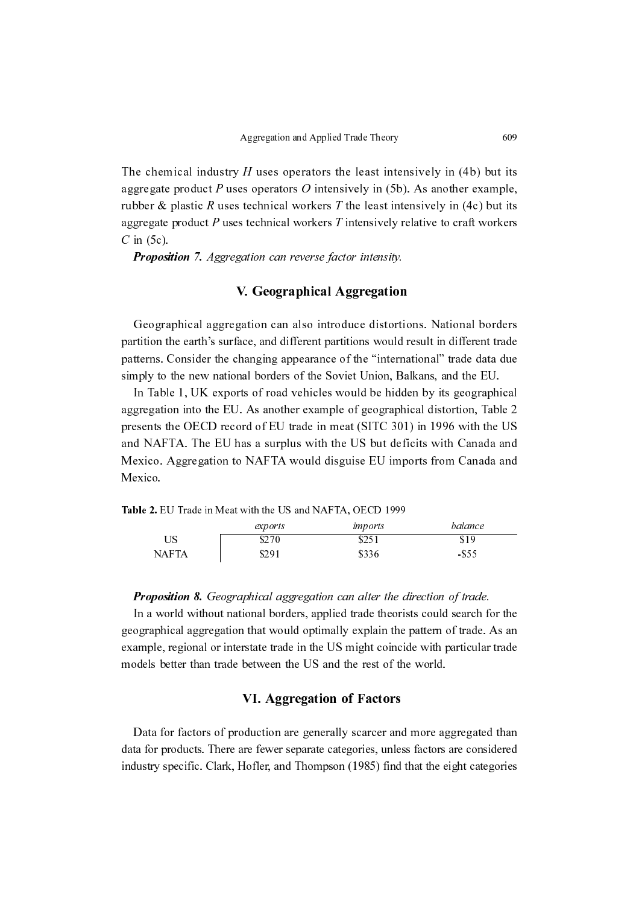The chemical industry $H$ uses operators the least intensively in (4b) but its aggregate product $P$ uses operators $O$ intensively in (5b). As another example, rubber & plastic $R$ uses technical workers $T$ the least intensively in (4c) but its aggregate product $P$ uses technical workers $T$ intensively relative to craft workers $C$ in (5c).

***Proposition 7.*** *Aggregation can reverse factor intensity.*

## V. Geographical Aggregation

Geographical aggregation can also introduce distortions. National borders partition the earth's surface, and different partitions would result in different trade patterns. Consider the changing appearance of the "international" trade data due simply to the new national borders of the Soviet Union, Balkans, and the EU.

In Table 1, UK exports of road vehicles would be hidden by its geographical aggregation into the EU. As another example of geographical distortion, Table 2 presents the OECD record of EU trade in meat (SITC 301) in 1996 with the US and NAFTA. The EU has a surplus with the US but deficits with Canada and Mexico. Aggregation to NAFTA would disguise EU imports from Canada and Mexico.

**Table 2.** EU Trade in Meat with the US and NAFTA, OECD 1999

| | *exports* | *imports* | *balance* |
|---|---|---|---|
| US | \$270 | \$251 | \$19 |
| NAFTA | \$291 | \$336 | -\$55 |

***Proposition 8.*** *Geographical aggregation can alter the direction of trade.*

In a world without national borders, applied trade theorists could search for the geographical aggregation that would optimally explain the pattern of trade. As an example, regional or interstate trade in the US might coincide with particular trade models better than trade between the US and the rest of the world.

## VI. Aggregation of Factors

Data for factors of production are generally scarcer and more aggregated than data for products. There are fewer separate categories, unless factors are considered industry specific. Clark, Hofler, and Thompson (1985) find that the eight categories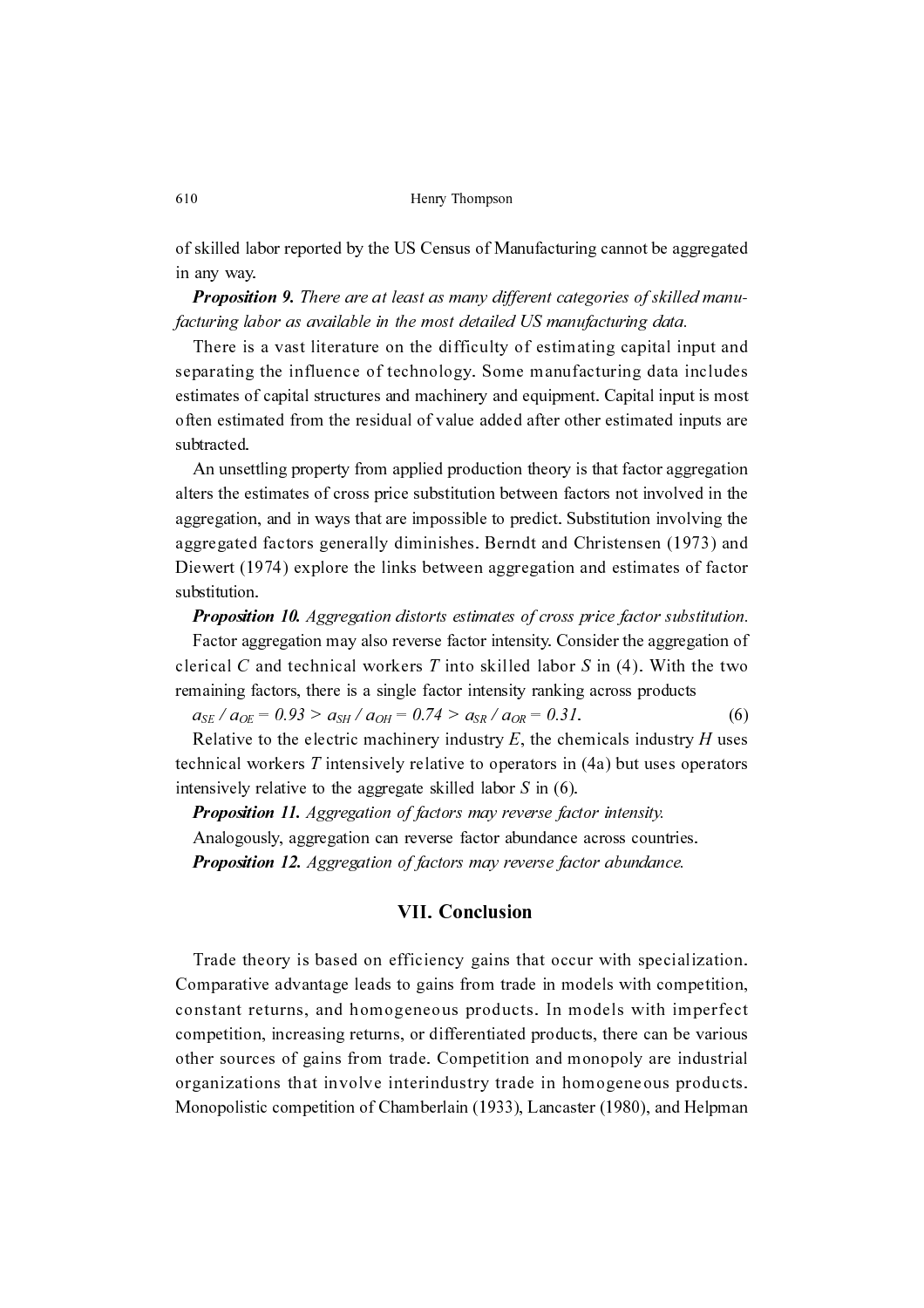of skilled labor reported by the US Census of Manufacturing cannot be aggregated in any way.

***Proposition 9.*** *There are at least as many different categories of skilled manufacturing labor as available in the most detailed US manufacturing data.*

There is a vast literature on the difficulty of estimating capital input and separating the influence of technology. Some manufacturing data includes estimates of capital structures and machinery and equipment. Capital input is most often estimated from the residual of value added after other estimated inputs are subtracted.

An unsettling property from applied production theory is that factor aggregation alters the estimates of cross price substitution between factors not involved in the aggregation, and in ways that are impossible to predict. Substitution involving the aggregated factors generally diminishes. Berndt and Christensen (1973) and Diewert (1974) explore the links between aggregation and estimates of factor substitution.

***Proposition 10.*** *Aggregation distorts estimates of cross price factor substitution.*

Factor aggregation may also reverse factor intensity. Consider the aggregation of clerical $C$ and technical workers $T$ into skilled labor $S$ in (4). With the two remaining factors, there is a single factor intensity ranking across products

$$a_{SE} / a_{OE} = 0.93 > a_{SH} / a_{OH} = 0.74 > a_{SR} / a_{OR} = 0.31. \tag{6}$$

Relative to the electric machinery industry $E$, the chemicals industry $H$ uses technical workers $T$ intensively relative to operators in (4a) but uses operators intensively relative to the aggregate skilled labor $S$ in (6).

***Proposition 11.*** *Aggregation of factors may reverse factor intensity.*

Analogously, aggregation can reverse factor abundance across countries.

***Proposition 12.*** *Aggregation of factors may reverse factor abundance.*

## VII. Conclusion

Trade theory is based on efficiency gains that occur with specialization. Comparative advantage leads to gains from trade in models with competition, constant returns, and homogeneous products. In models with imperfect competition, increasing returns, or differentiated products, there can be various other sources of gains from trade. Competition and monopoly are industrial organizations that involve interindustry trade in homogeneous products. Monopolistic competition of Chamberlain (1933), Lancaster (1980), and Helpman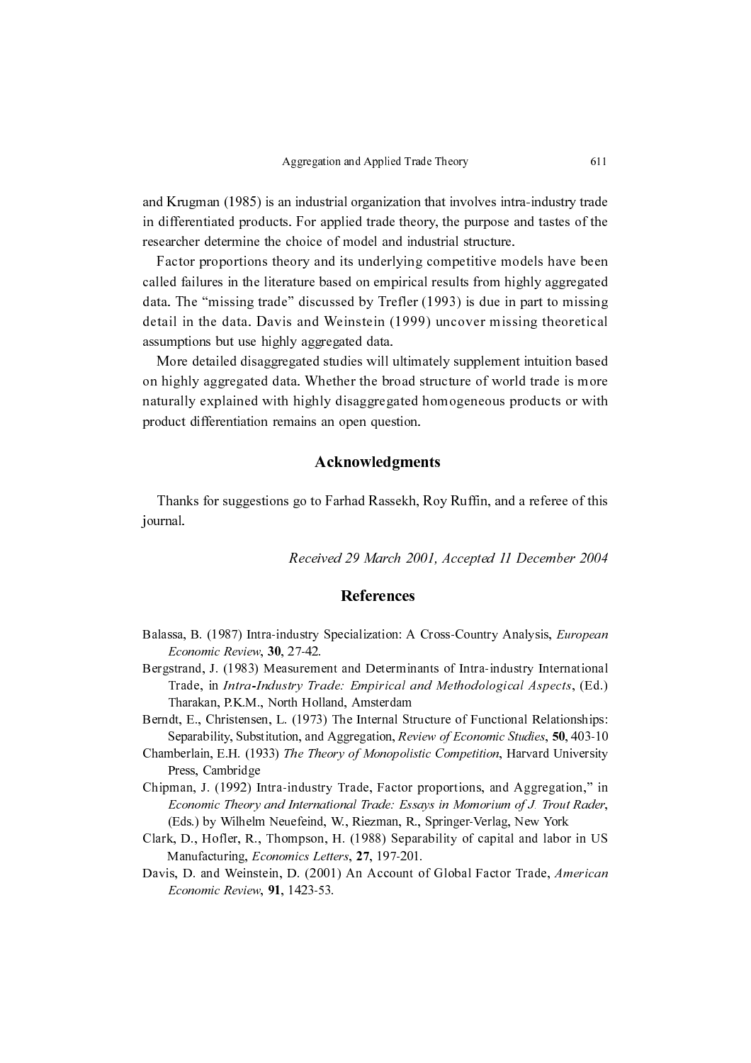and Krugman (1985) is an industrial organization that involves intra-industry trade in differentiated products. For applied trade theory, the purpose and tastes of the researcher determine the choice of model and industrial structure.

Factor proportions theory and its underlying competitive models have been called failures in the literature based on empirical results from highly aggregated data. The "missing trade" discussed by Trefler (1993) is due in part to missing detail in the data. Davis and Weinstein (1999) uncover missing theoretical assumptions but use highly aggregated data.

More detailed disaggregated studies will ultimately supplement intuition based on highly aggregated data. Whether the broad structure of world trade is more naturally explained with highly disaggregated homogeneous products or with product differentiation remains an open question.

## Acknowledgments

Thanks for suggestions go to Farhad Rassekh, Roy Ruffin, and a referee of this journal.

*Received 29 March 2001, Accepted 11 December 2004*

## References

Balassa, B. (1987) Intra-industry Specialization: A Cross-Country Analysis, *European Economic Review*, **30**, 27-42.

Bergstrand, J. (1983) Measurement and Determinants of Intra-industry International Trade, in *Intra-Industry Trade: Empirical and Methodological Aspects*, (Ed.) Tharakan, P.K.M., North Holland, Amsterdam

Berndt, E., Christensen, L. (1973) The Internal Structure of Functional Relationships: Separability, Substitution, and Aggregation, *Review of Economic Studies*, **50**, 403-10

Chamberlain, E.H. (1933) *The Theory of Monopolistic Competition*, Harvard University Press, Cambridge

Chipman, J. (1992) Intra-industry Trade, Factor proportions, and Aggregation," in *Economic Theory and International Trade: Essays in Momorium of J. Trout Rader*, (Eds.) by Wilhelm Neuefeind, W., Riezman, R., Springer-Verlag, New York

Clark, D., Hofler, R., Thompson, H. (1988) Separability of capital and labor in US Manufacturing, *Economics Letters*, **27**, 197-201.

Davis, D. and Weinstein, D. (2001) An Account of Global Factor Trade, *American Economic Review*, **91**, 1423-53.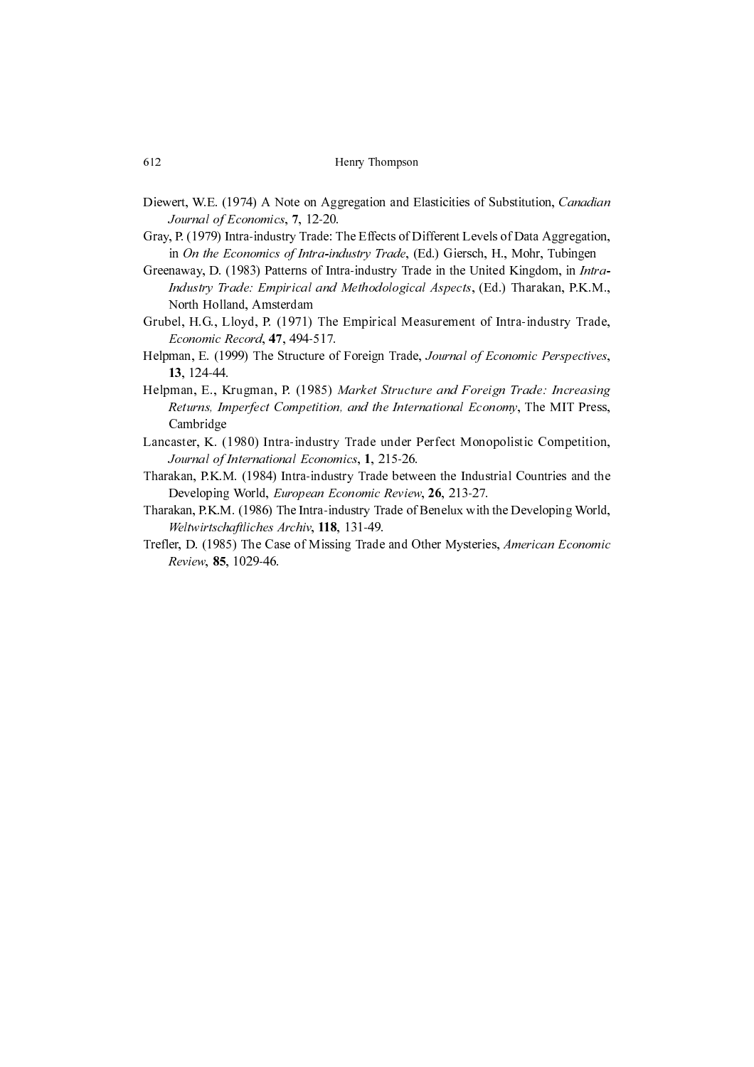Diewert, W.E. (1974) A Note on Aggregation and Elasticities of Substitution, *Canadian Journal of Economics*, **7**, 12-20.

Gray, P. (1979) Intra-industry Trade: The Effects of Different Levels of Data Aggregation, in *On the Economics of Intra-industry Trade*, (Ed.) Giersch, H., Mohr, Tubingen

Greenaway, D. (1983) Patterns of Intra-industry Trade in the United Kingdom, in *Intra-Industry Trade: Empirical and Methodological Aspects*, (Ed.) Tharakan, P.K.M., North Holland, Amsterdam

Grubel, H.G., Lloyd, P. (1971) The Empirical Measurement of Intra-industry Trade, *Economic Record*, **47**, 494-517.

Helpman, E. (1999) The Structure of Foreign Trade, *Journal of Economic Perspectives*, **13**, 124-44.

Helpman, E., Krugman, P. (1985) *Market Structure and Foreign Trade: Increasing Returns, Imperfect Competition, and the International Economy*, The MIT Press, Cambridge

Lancaster, K. (1980) Intra-industry Trade under Perfect Monopolistic Competition, *Journal of International Economics*, **1**, 215-26.

Tharakan, P.K.M. (1984) Intra-industry Trade between the Industrial Countries and the Developing World, *European Economic Review*, **26**, 213-27.

Tharakan, P.K.M. (1986) The Intra-industry Trade of Benelux with the Developing World, *Weltwirtschaftliches Archiv*, **118**, 131-49.

Trefler, D. (1985) The Case of Missing Trade and Other Mysteries, *American Economic Review*, **85**, 1029-46.